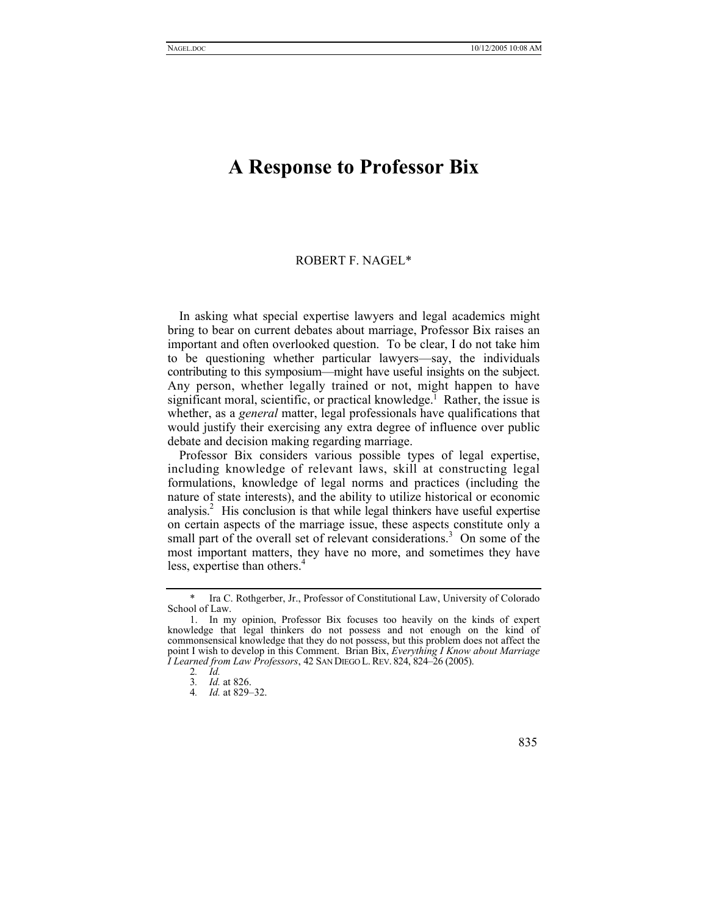# A Response to Professor Bix

ROBERT F. NAGEL*

In asking what special expertise lawyers and legal academics might bring to bear on current debates about marriage, Professor Bix raises an important and often overlooked question. To be clear, I do not take him to be questioning whether particular lawyers—say, the individuals contributing to this symposium—might have useful insights on the subject. Any person, whether legally trained or not, might happen to have significant moral, scientific, or practical knowledge.[1] Rather, the issue is whether, as a *general* matter, legal professionals have qualifications that would justify their exercising any extra degree of influence over public debate and decision making regarding marriage.

Professor Bix considers various possible types of legal expertise, including knowledge of relevant laws, skill at constructing legal formulations, knowledge of legal norms and practices (including the nature of state interests), and the ability to utilize historical or economic analysis.[2] His conclusion is that while legal thinkers have useful expertise on certain aspects of the marriage issue, these aspects constitute only a small part of the overall set of relevant considerations.[3] On some of the most important matters, they have no more, and sometimes they have less, expertise than others.[4]

---

\* Ira C. Rothgerber, Jr., Professor of Constitutional Law, University of Colorado School of Law.

1. In my opinion, Professor Bix focuses too heavily on the kinds of expert knowledge that legal thinkers do not possess and not enough on the kind of commonsensical knowledge that they do not possess, but this problem does not affect the point I wish to develop in this Comment. Brian Bix, *Everything I Know about Marriage I Learned from Law Professors*, 42 SAN DIEGO L. REV. 824, 824–26 (2005).

2. *Id.*

3. *Id.* at 826.

4. *Id.* at 829–32.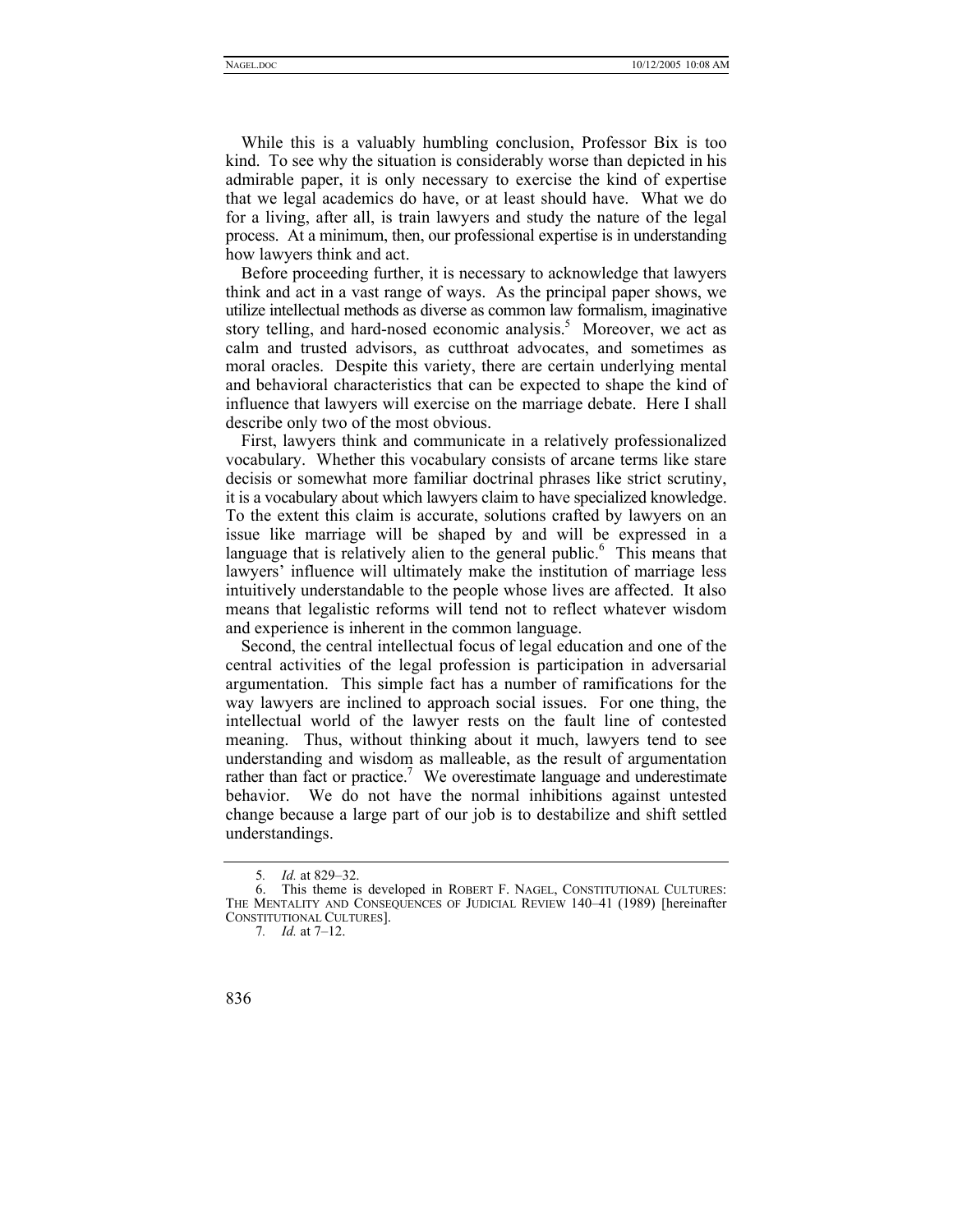While this is a valuably humbling conclusion, Professor Bix is too kind. To see why the situation is considerably worse than depicted in his admirable paper, it is only necessary to exercise the kind of expertise that we legal academics do have, or at least should have. What we do for a living, after all, is train lawyers and study the nature of the legal process. At a minimum, then, our professional expertise is in understanding how lawyers think and act.

Before proceeding further, it is necessary to acknowledge that lawyers think and act in a vast range of ways. As the principal paper shows, we utilize intellectual methods as diverse as common law formalism, imaginative story telling, and hard-nosed economic analysis.[5] Moreover, we act as calm and trusted advisors, as cutthroat advocates, and sometimes as moral oracles. Despite this variety, there are certain underlying mental and behavioral characteristics that can be expected to shape the kind of influence that lawyers will exercise on the marriage debate. Here I shall describe only two of the most obvious.

First, lawyers think and communicate in a relatively professionalized vocabulary. Whether this vocabulary consists of arcane terms like stare decisis or somewhat more familiar doctrinal phrases like strict scrutiny, it is a vocabulary about which lawyers claim to have specialized knowledge. To the extent this claim is accurate, solutions crafted by lawyers on an issue like marriage will be shaped by and will be expressed in a language that is relatively alien to the general public.[6] This means that lawyers' influence will ultimately make the institution of marriage less intuitively understandable to the people whose lives are affected. It also means that legalistic reforms will tend not to reflect whatever wisdom and experience is inherent in the common language.

Second, the central intellectual focus of legal education and one of the central activities of the legal profession is participation in adversarial argumentation. This simple fact has a number of ramifications for the way lawyers are inclined to approach social issues. For one thing, the intellectual world of the lawyer rests on the fault line of contested meaning. Thus, without thinking about it much, lawyers tend to see understanding and wisdom as malleable, as the result of argumentation rather than fact or practice.[7] We overestimate language and underestimate behavior. We do not have the normal inhibitions against untested change because a large part of our job is to destabilize and shift settled understandings.

---

5. *Id.* at 829–32.

6. This theme is developed in ROBERT F. NAGEL, CONSTITUTIONAL CULTURES: THE MENTALITY AND CONSEQUENCES OF JUDICIAL REVIEW 140–41 (1989) [hereinafter CONSTITUTIONAL CULTURES].

7. *Id.* at 7–12.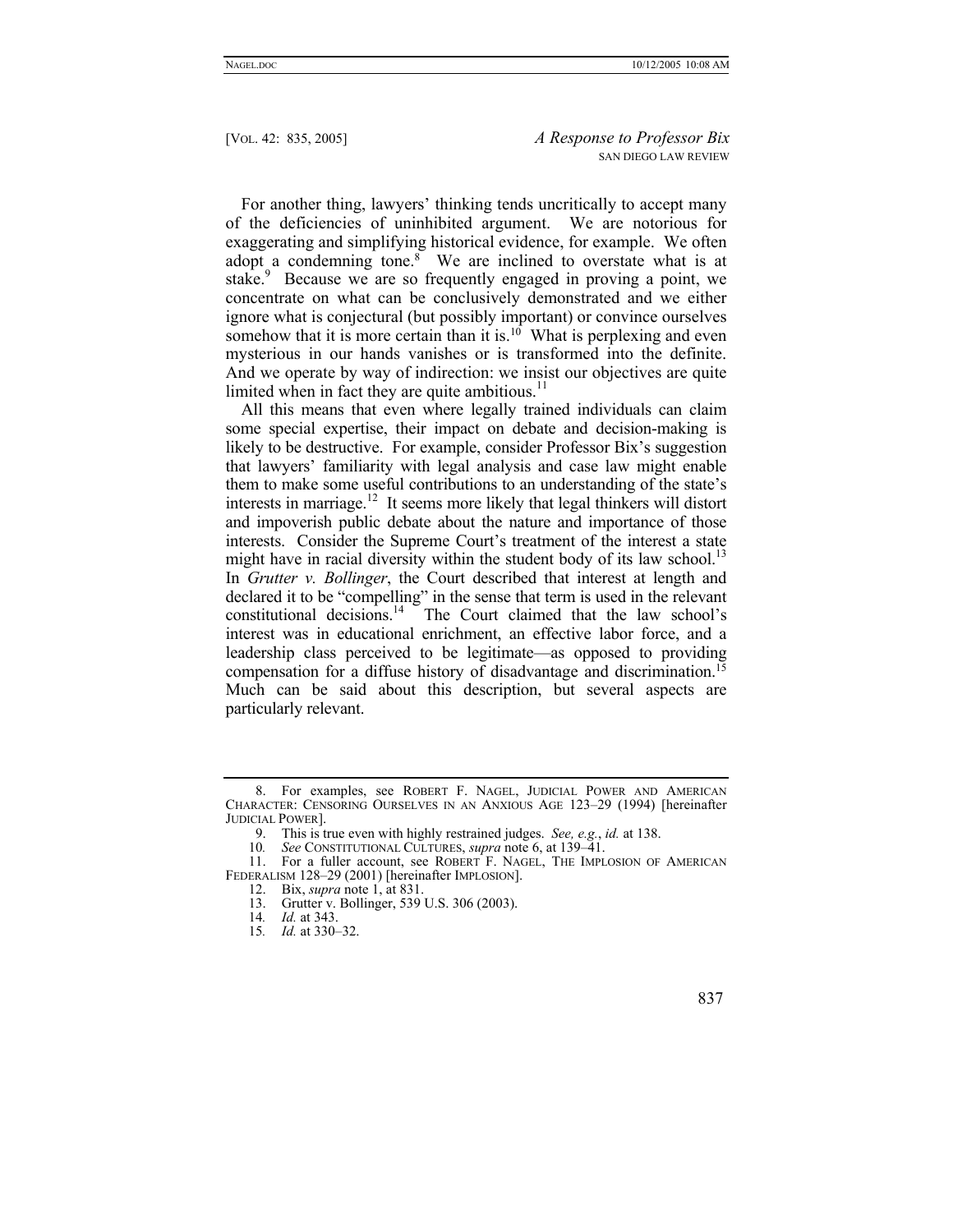For another thing, lawyers' thinking tends uncritically to accept many of the deficiencies of uninhibited argument. We are notorious for exaggerating and simplifying historical evidence, for example. We often adopt a condemning tone.[8] We are inclined to overstate what is at stake.[9] Because we are so frequently engaged in proving a point, we concentrate on what can be conclusively demonstrated and we either ignore what is conjectural (but possibly important) or convince ourselves somehow that it is more certain than it is.[10] What is perplexing and even mysterious in our hands vanishes or is transformed into the definite. And we operate by way of indirection: we insist our objectives are quite limited when in fact they are quite ambitious.[11]

All this means that even where legally trained individuals can claim some special expertise, their impact on debate and decision-making is likely to be destructive. For example, consider Professor Bix's suggestion that lawyers' familiarity with legal analysis and case law might enable them to make some useful contributions to an understanding of the state's interests in marriage.[12] It seems more likely that legal thinkers will distort and impoverish public debate about the nature and importance of those interests. Consider the Supreme Court's treatment of the interest a state might have in racial diversity within the student body of its law school.[13] In *Grutter v. Bollinger*, the Court described that interest at length and declared it to be "compelling" in the sense that term is used in the relevant constitutional decisions.[14] The Court claimed that the law school's interest was in educational enrichment, an effective labor force, and a leadership class perceived to be legitimate—as opposed to providing compensation for a diffuse history of disadvantage and discrimination.[15] Much can be said about this description, but several aspects are particularly relevant.

---

8. For examples, see ROBERT F. NAGEL, JUDICIAL POWER AND AMERICAN CHARACTER: CENSORING OURSELVES IN AN ANXIOUS AGE 123–29 (1994) [hereinafter JUDICIAL POWER].

9. This is true even with highly restrained judges. *See, e.g.*, *id.* at 138.

10. *See* CONSTITUTIONAL CULTURES, *supra* note 6, at 139–41.

11. For a fuller account, see ROBERT F. NAGEL, THE IMPLOSION OF AMERICAN FEDERALISM 128–29 (2001) [hereinafter IMPLOSION].

12. Bix, *supra* note 1, at 831.

13. Grutter v. Bollinger, 539 U.S. 306 (2003).

14. *Id.* at 343.

15. *Id.* at 330–32.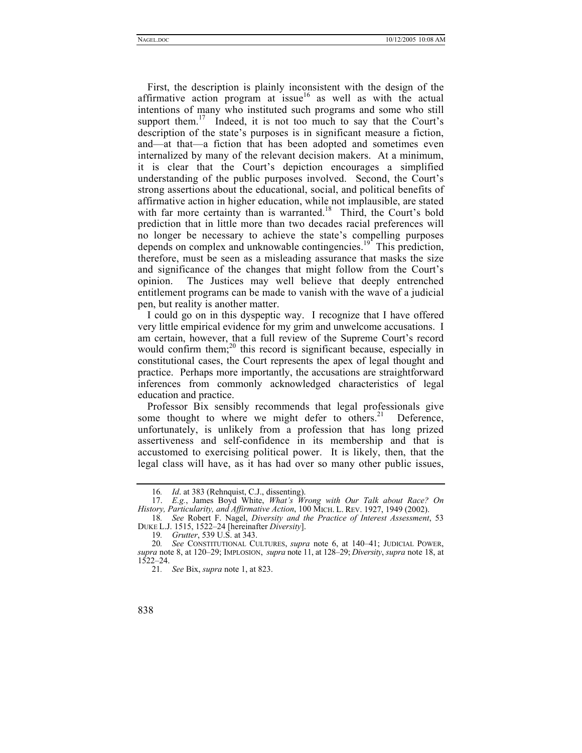First, the description is plainly inconsistent with the design of the affirmative action program at issue[16] as well as with the actual intentions of many who instituted such programs and some who still support them.[17] Indeed, it is not too much to say that the Court's description of the state's purposes is in significant measure a fiction, and—at that—a fiction that has been adopted and sometimes even internalized by many of the relevant decision makers. At a minimum, it is clear that the Court's depiction encourages a simplified understanding of the public purposes involved. Second, the Court's strong assertions about the educational, social, and political benefits of affirmative action in higher education, while not implausible, are stated with far more certainty than is warranted.[18] Third, the Court's bold prediction that in little more than two decades racial preferences will no longer be necessary to achieve the state's compelling purposes depends on complex and unknowable contingencies.[19] This prediction, therefore, must be seen as a misleading assurance that masks the size and significance of the changes that might follow from the Court's opinion. The Justices may well believe that deeply entrenched entitlement programs can be made to vanish with the wave of a judicial pen, but reality is another matter.

I could go on in this dyspeptic way. I recognize that I have offered very little empirical evidence for my grim and unwelcome accusations. I am certain, however, that a full review of the Supreme Court's record would confirm them;[20] this record is significant because, especially in constitutional cases, the Court represents the apex of legal thought and practice. Perhaps more importantly, the accusations are straightforward inferences from commonly acknowledged characteristics of legal education and practice.

Professor Bix sensibly recommends that legal professionals give some thought to where we might defer to others.[21] Deference, unfortunately, is unlikely from a profession that has long prized assertiveness and self-confidence in its membership and that is accustomed to exercising political power. It is likely, then, that the legal class will have, as it has had over so many other public issues,

---

16. *Id*. at 383 (Rehnquist, C.J., dissenting).

17. *E.g.*, James Boyd White, *What's Wrong with Our Talk about Race? On History, Particularity, and Affirmative Action*, 100 MICH. L. REV. 1927, 1949 (2002).

18. *See* Robert F. Nagel, *Diversity and the Practice of Interest Assessment*, 53 DUKE L.J. 1515, 1522–24 [hereinafter *Diversity*].

19. *Grutter*, 539 U.S. at 343.

20. *See* CONSTITUTIONAL CULTURES, *supra* note 6, at 140–41; JUDICIAL POWER, *supra* note 8, at 120–29; IMPLOSION, *supra* note 11, at 128–29; *Diversity*, *supra* note 18, at 1522–24.

21. *See* Bix, *supra* note 1, at 823.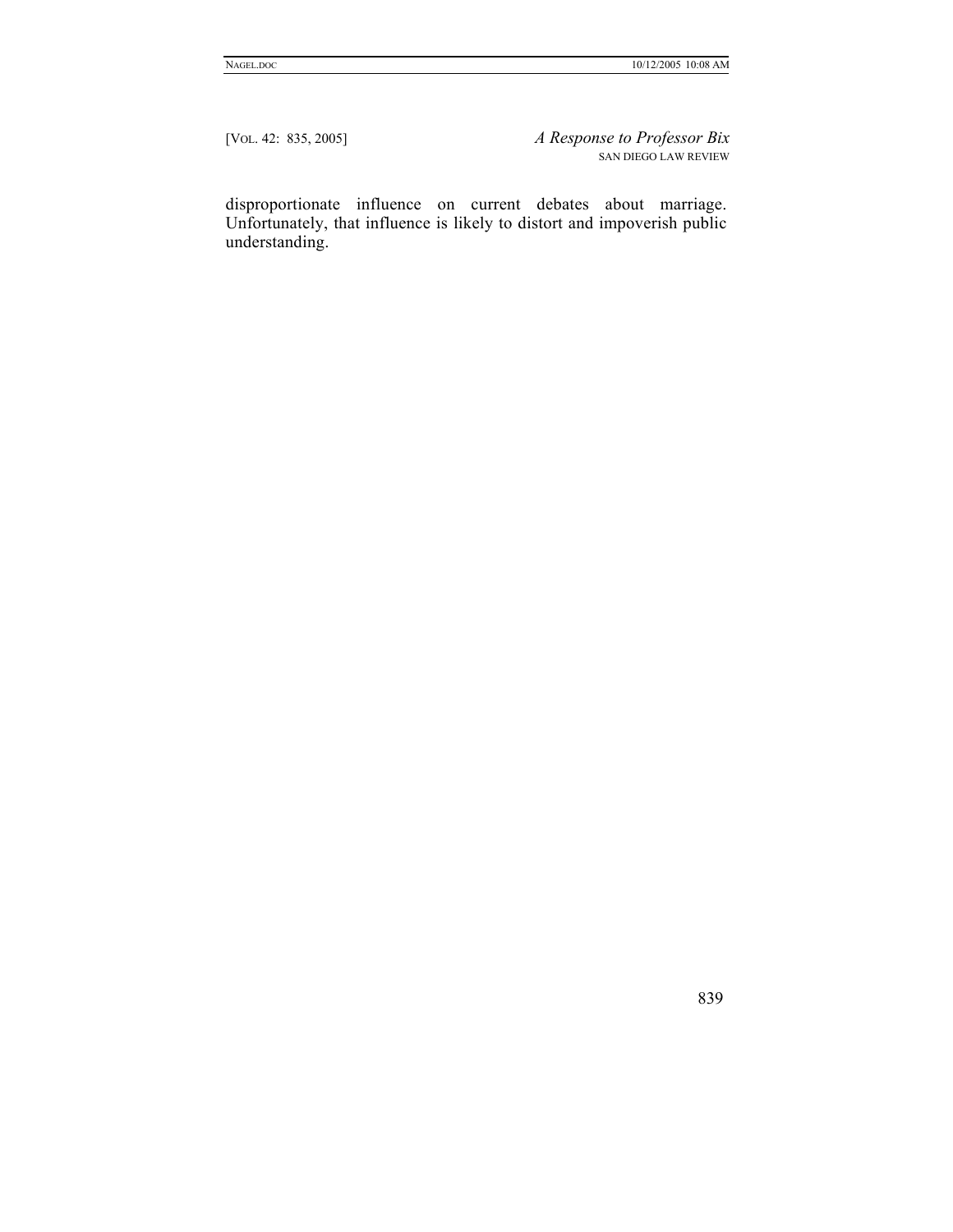disproportionate influence on current debates about marriage. Unfortunately, that influence is likely to distort and impoverish public understanding.